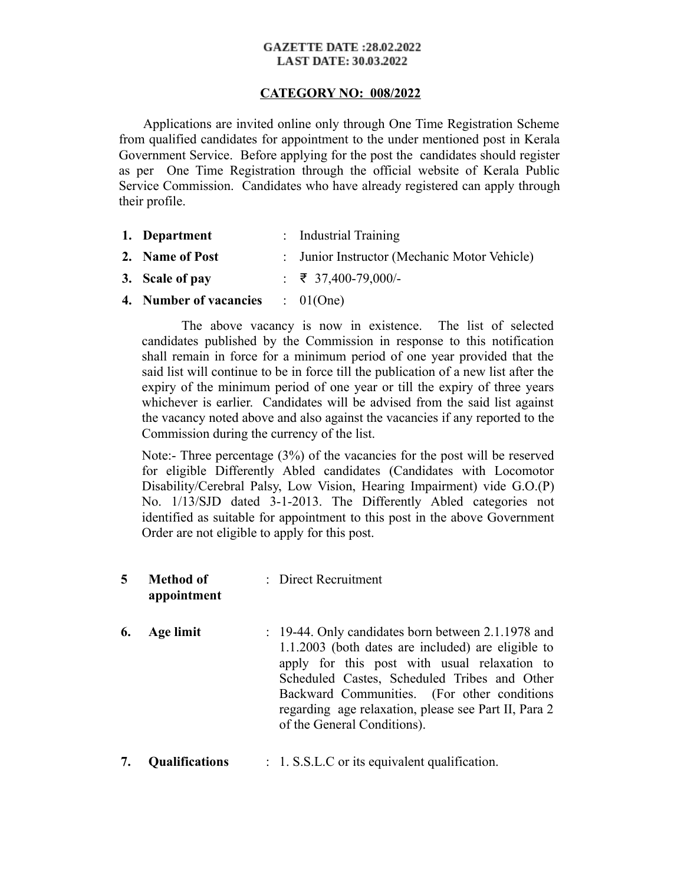**GAZETTE DATE :28.02.2022**
**LAST DATE: 30.03.2022**

**CATEGORY NO: 008/2022**

Applications are invited online only through One Time Registration Scheme from qualified candidates for appointment to the under mentioned post in Kerala Government Service. Before applying for the post the candidates should register as per One Time Registration through the official website of Kerala Public Service Commission. Candidates who have already registered can apply through their profile.

1. **Department** : Industrial Training
2. **Name of Post** : Junior Instructor (Mechanic Motor Vehicle)
3. **Scale of pay** : ₹ 37,400-79,000/-
4. **Number of vacancies** : 01(One)

The above vacancy is now in existence. The list of selected candidates published by the Commission in response to this notification shall remain in force for a minimum period of one year provided that the said list will continue to be in force till the publication of a new list after the expiry of the minimum period of one year or till the expiry of three years whichever is earlier. Candidates will be advised from the said list against the vacancy noted above and also against the vacancies if any reported to the Commission during the currency of the list.

Note:- Three percentage (3%) of the vacancies for the post will be reserved for eligible Differently Abled candidates (Candidates with Locomotor Disability/Cerebral Palsy, Low Vision, Hearing Impairment) vide G.O.(P) No. 1/13/SJD dated 3-1-2013. The Differently Abled categories not identified as suitable for appointment to this post in the above Government Order are not eligible to apply for this post.

5. **Method of appointment** : Direct Recruitment
6. **Age limit** : 19-44. Only candidates born between 2.1.1978 and 1.1.2003 (both dates are included) are eligible to apply for this post with usual relaxation to Scheduled Castes, Scheduled Tribes and Other Backward Communities. (For other conditions regarding age relaxation, please see Part II, Para 2 of the General Conditions).
7. **Qualifications** : 1. S.S.L.C or its equivalent qualification.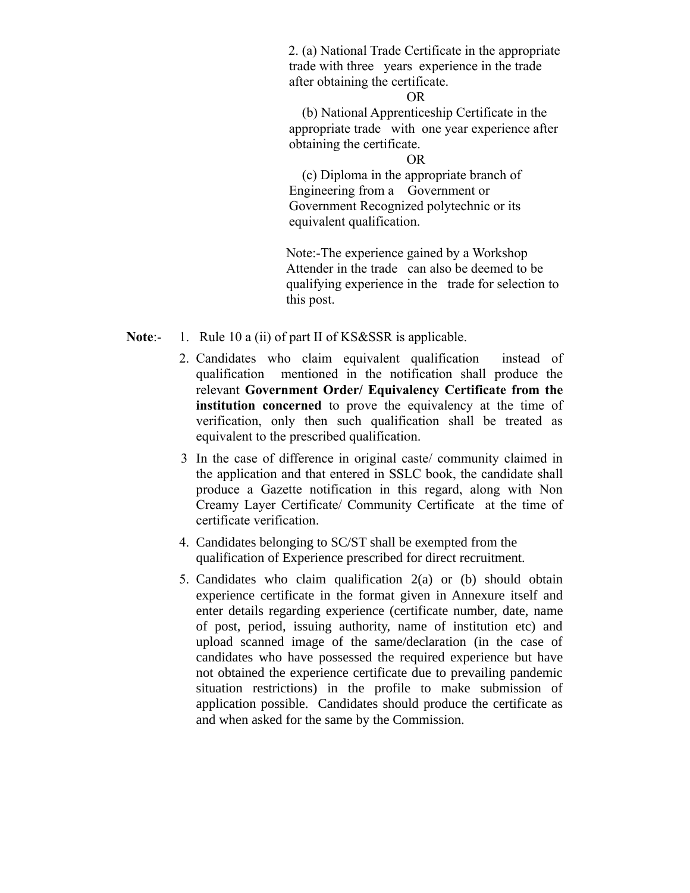2. (a) National Trade Certificate in the appropriate trade with three years experience in the trade after obtaining the certificate.

OR

(b) National Apprenticeship Certificate in the appropriate trade with one year experience after obtaining the certificate.

OR

(c) Diploma in the appropriate branch of Engineering from a Government or Government Recognized polytechnic or its equivalent qualification.

Note:-The experience gained by a Workshop Attender in the trade can also be deemed to be qualifying experience in the trade for selection to this post.

**Note**:-

1. Rule 10 a (ii) of part II of KS&SSR is applicable.
2. Candidates who claim equivalent qualification instead of qualification mentioned in the notification shall produce the relevant **Government Order/ Equivalency Certificate from the institution concerned** to prove the equivalency at the time of verification, only then such qualification shall be treated as equivalent to the prescribed qualification.
3. In the case of difference in original caste/ community claimed in the application and that entered in SSLC book, the candidate shall produce a Gazette notification in this regard, along with Non Creamy Layer Certificate/ Community Certificate at the time of certificate verification.
4. Candidates belonging to SC/ST shall be exempted from the qualification of Experience prescribed for direct recruitment.
5. Candidates who claim qualification 2(a) or (b) should obtain experience certificate in the format given in Annexure itself and enter details regarding experience (certificate number, date, name of post, period, issuing authority, name of institution etc) and upload scanned image of the same/declaration (in the case of candidates who have possessed the required experience but have not obtained the experience certificate due to prevailing pandemic situation restrictions) in the profile to make submission of application possible. Candidates should produce the certificate as and when asked for the same by the Commission.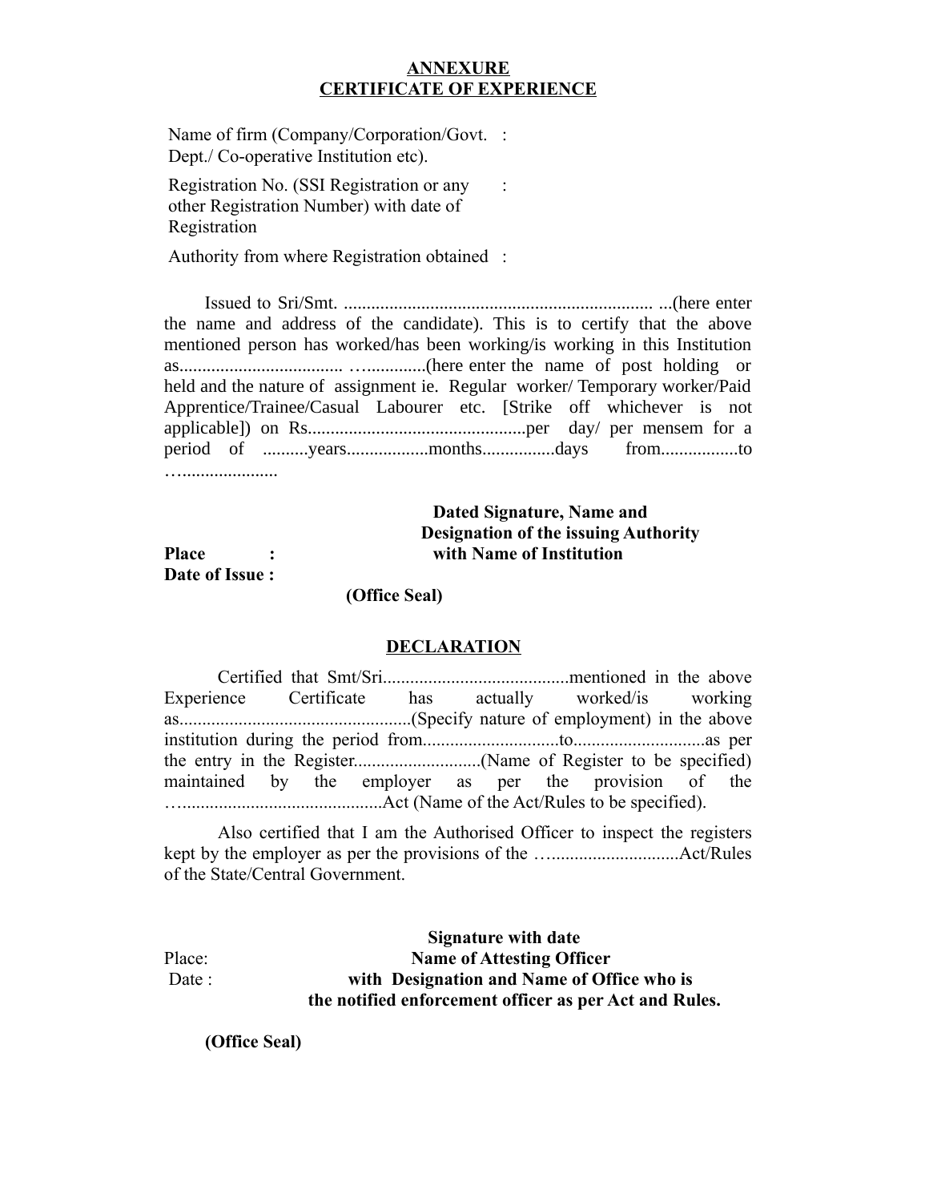# ANNEXURE
## CERTIFICATE OF EXPERIENCE

| | | |
|---|---|---|
| Name of firm (Company/Corporation/Govt. Dept./ Co-operative Institution etc). | : | |
| Registration No. (SSI Registration or any other Registration Number) with date of Registration | : | |
| Authority from where Registration obtained | : | |

Issued to Sri/Smt. .................................................................... ...(here enter the name and address of the candidate). This is to certify that the above mentioned person has worked/has been working/is working in this Institution as.................................... …............(here enter the name of post holding or held and the nature of assignment ie. Regular worker/ Temporary worker/Paid Apprentice/Trainee/Casual Labourer etc. [Strike off whichever is not applicable]) on Rs...............................................per day/ per mensem for a period of ..........years.................months................days from.................to …....................

**Dated Signature, Name and Designation of the issuing Authority with Name of Institution**

**Place :**
**Date of Issue :**

**(Office Seal)**

## DECLARATION

Certified that Smt/Sri.........................................mentioned in the above Experience Certificate has actually worked/is working as...................................................(Specify nature of employment) in the above institution during the period from.............................to............................as per the entry in the Register...........................(Name of Register to be specified) maintained by the employer as per the provision of the …...........................................Act (Name of the Act/Rules to be specified).

Also certified that I am the Authorised Officer to inspect the registers kept by the employer as per the provisions of the …...........................Act/Rules of the State/Central Government.

Place:
Date :

**Signature with date**
**Name of Attesting Officer**
**with Designation and Name of Office who is the notified enforcement officer as per Act and Rules.**

**(Office Seal)**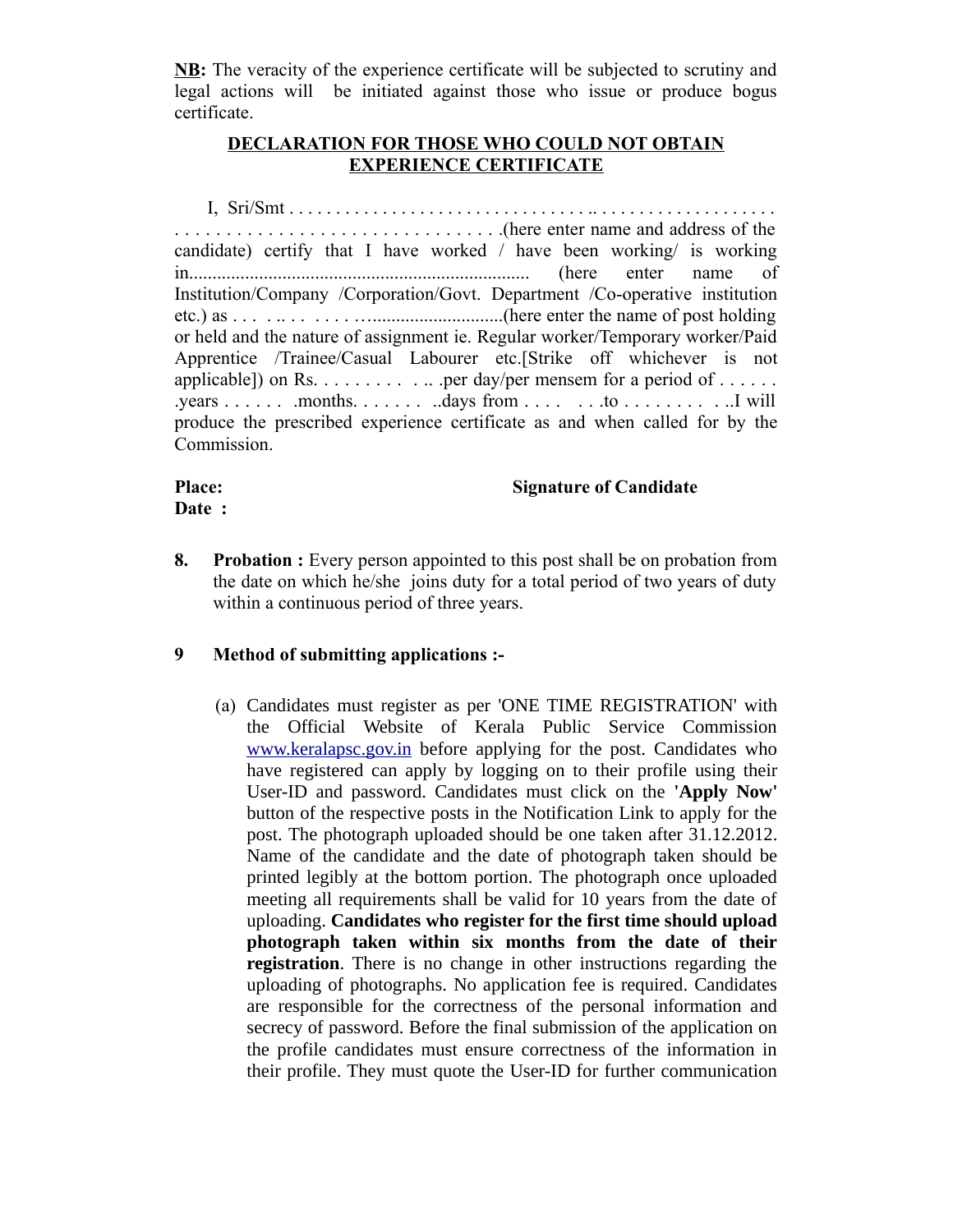**NB:** The veracity of the experience certificate will be subjected to scrutiny and legal actions will be initiated against those who issue or produce bogus certificate.

## DECLARATION FOR THOSE WHO COULD NOT OBTAIN EXPERIENCE CERTIFICATE

I, Sri/Smt . . . . . . . . . . . . . . . . . . . . . . . . . . . . . . . . .. . . . . . . . . . . . . . . . . . . . . . . . . . . . . . . . . . . . . . . . . . . . . . . . . . . . .(here enter name and address of the candidate) certify that I have worked / have been working/ is working in......................................................................... (here enter name of Institution/Company /Corporation/Govt. Department /Co-operative institution etc.) as . . . .. . . . . . . …...........................(here enter the name of post holding or held and the nature of assignment ie. Regular worker/Temporary worker/Paid Apprentice /Trainee/Casual Labourer etc.[Strike off whichever is not applicable]) on Rs. . . . . . . . . . .. .per day/per mensem for a period of . . . . . . .years . . . . . . .months. . . . . . . ..days from . . . . . . .to . . . . . . . . . ..I will produce the prescribed experience certificate as and when called for by the Commission.

**Place:** **Signature of Candidate**
**Date :**

**8. Probation :** Every person appointed to this post shall be on probation from the date on which he/she joins duty for a total period of two years of duty within a continuous period of three years.

**9 Method of submitting applications :-**

(a) Candidates must register as per 'ONE TIME REGISTRATION' with the Official Website of Kerala Public Service Commission www.keralapsc.gov.in before applying for the post. Candidates who have registered can apply by logging on to their profile using their User-ID and password. Candidates must click on the **'Apply Now'** button of the respective posts in the Notification Link to apply for the post. The photograph uploaded should be one taken after 31.12.2012. Name of the candidate and the date of photograph taken should be printed legibly at the bottom portion. The photograph once uploaded meeting all requirements shall be valid for 10 years from the date of uploading. **Candidates who register for the first time should upload photograph taken within six months from the date of their registration**. There is no change in other instructions regarding the uploading of photographs. No application fee is required. Candidates are responsible for the correctness of the personal information and secrecy of password. Before the final submission of the application on the profile candidates must ensure correctness of the information in their profile. They must quote the User-ID for further communication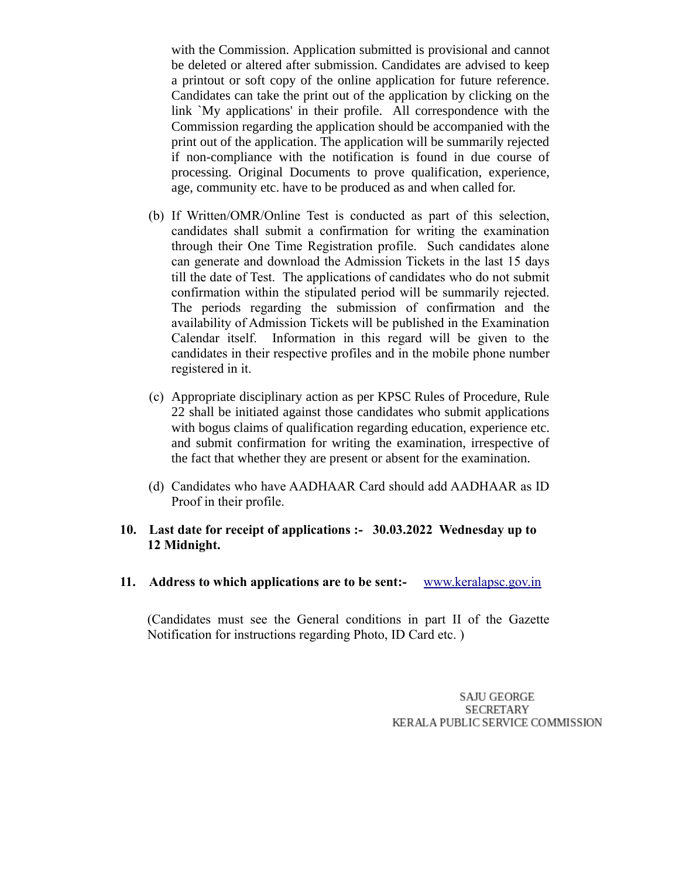with the Commission. Application submitted is provisional and cannot be deleted or altered after submission. Candidates are advised to keep a printout or soft copy of the online application for future reference. Candidates can take the print out of the application by clicking on the link `My applications' in their profile. All correspondence with the Commission regarding the application should be accompanied with the print out of the application. The application will be summarily rejected if non-compliance with the notification is found in due course of processing. Original Documents to prove qualification, experience, age, community etc. have to be produced as and when called for.

(b) If Written/OMR/Online Test is conducted as part of this selection, candidates shall submit a confirmation for writing the examination through their One Time Registration profile. Such candidates alone can generate and download the Admission Tickets in the last 15 days till the date of Test. The applications of candidates who do not submit confirmation within the stipulated period will be summarily rejected. The periods regarding the submission of confirmation and the availability of Admission Tickets will be published in the Examination Calendar itself. Information in this regard will be given to the candidates in their respective profiles and in the mobile phone number registered in it.

(c) Appropriate disciplinary action as per KPSC Rules of Procedure, Rule 22 shall be initiated against those candidates who submit applications with bogus claims of qualification regarding education, experience etc. and submit confirmation for writing the examination, irrespective of the fact that whether they are present or absent for the examination.

(d) Candidates who have AADHAAR Card should add AADHAAR as ID Proof in their profile.

**10. Last date for receipt of applications :- 30.03.2022 Wednesday up to 12 Midnight.**

**11. Address to which applications are to be sent:-** www.keralapsc.gov.in

(Candidates must see the General conditions in part II of the Gazette Notification for instructions regarding Photo, ID Card etc. )

SAJU GEORGE
SECRETARY
KERALA PUBLIC SERVICE COMMISSION